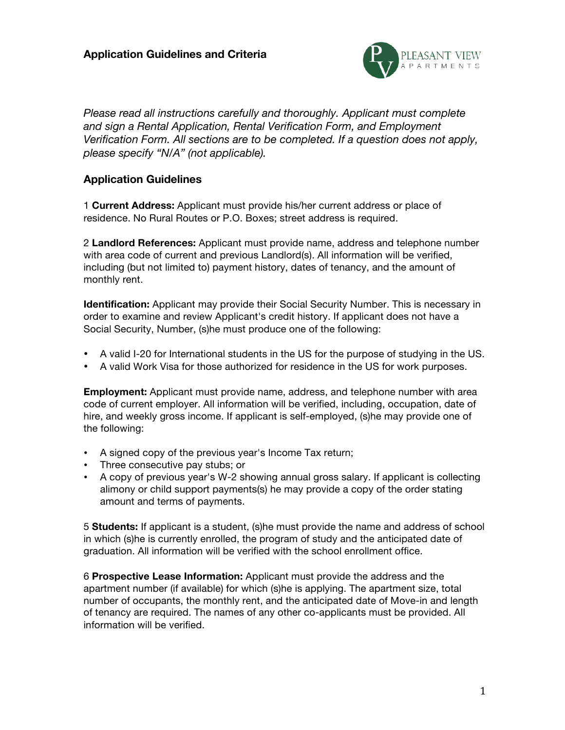# Application Guidelines and Criteria

*Please read all instructions carefully and thoroughly. Applicant must complete and sign a Rental Application, Rental Verification Form, and Employment Verification Form. All sections are to be completed. If a question does not apply, please specify "N/A" (not applicable).*

## Application Guidelines

1 **Current Address:** Applicant must provide his/her current address or place of residence. No Rural Routes or P.O. Boxes; street address is required.

2 **Landlord References:** Applicant must provide name, address and telephone number with area code of current and previous Landlord(s). All information will be verified, including (but not limited to) payment history, dates of tenancy, and the amount of monthly rent.

**Identification:** Applicant may provide their Social Security Number. This is necessary in order to examine and review Applicant's credit history. If applicant does not have a Social Security, Number, (s)he must produce one of the following:

- A valid I-20 for International students in the US for the purpose of studying in the US.
- A valid Work Visa for those authorized for residence in the US for work purposes.

**Employment:** Applicant must provide name, address, and telephone number with area code of current employer. All information will be verified, including, occupation, date of hire, and weekly gross income. If applicant is self-employed, (s)he may provide one of the following:

- A signed copy of the previous year's Income Tax return;
- Three consecutive pay stubs; or
- A copy of previous year's W-2 showing annual gross salary. If applicant is collecting alimony or child support payments(s) he may provide a copy of the order stating amount and terms of payments.

5 **Students:** If applicant is a student, (s)he must provide the name and address of school in which (s)he is currently enrolled, the program of study and the anticipated date of graduation. All information will be verified with the school enrollment office.

6 **Prospective Lease Information:** Applicant must provide the address and the apartment number (if available) for which (s)he is applying. The apartment size, total number of occupants, the monthly rent, and the anticipated date of Move-in and length of tenancy are required. The names of any other co-applicants must be provided. All information will be verified.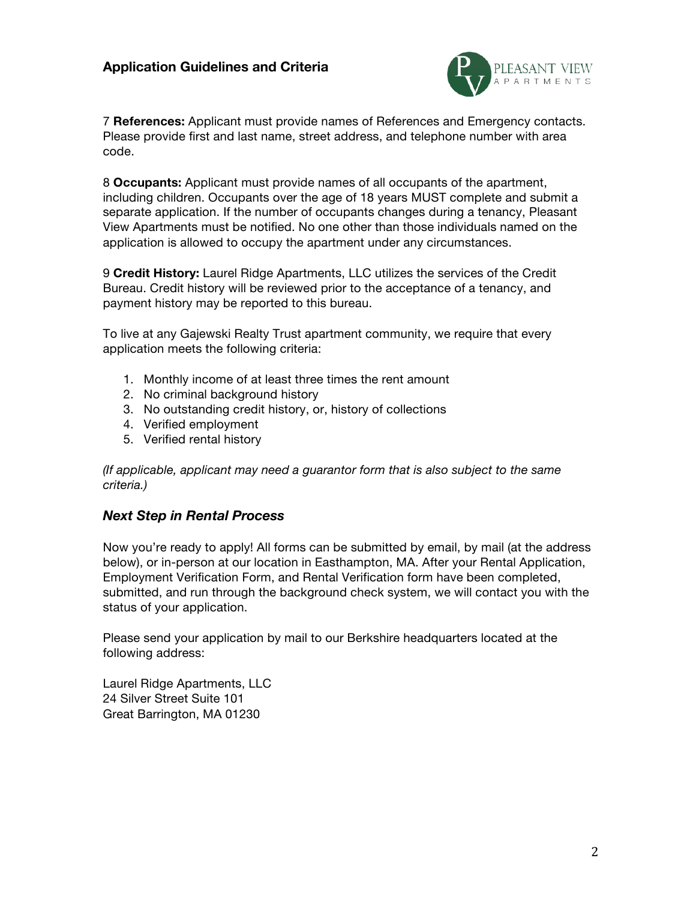## Application Guidelines and Criteria

7 **References:** Applicant must provide names of References and Emergency contacts. Please provide first and last name, street address, and telephone number with area code.

8 **Occupants:** Applicant must provide names of all occupants of the apartment, including children. Occupants over the age of 18 years MUST complete and submit a separate application. If the number of occupants changes during a tenancy, Pleasant View Apartments must be notified. No one other than those individuals named on the application is allowed to occupy the apartment under any circumstances.

9 **Credit History:** Laurel Ridge Apartments, LLC utilizes the services of the Credit Bureau. Credit history will be reviewed prior to the acceptance of a tenancy, and payment history may be reported to this bureau.

To live at any Gajewski Realty Trust apartment community, we require that every application meets the following criteria:

1. Monthly income of at least three times the rent amount
2. No criminal background history
3. No outstanding credit history, or, history of collections
4. Verified employment
5. Verified rental history

*(If applicable, applicant may need a guarantor form that is also subject to the same criteria.)*

### *Next Step in Rental Process*

Now you're ready to apply! All forms can be submitted by email, by mail (at the address below), or in-person at our location in Easthampton, MA. After your Rental Application, Employment Verification Form, and Rental Verification form have been completed, submitted, and run through the background check system, we will contact you with the status of your application.

Please send your application by mail to our Berkshire headquarters located at the following address:

Laurel Ridge Apartments, LLC
24 Silver Street Suite 101
Great Barrington, MA 01230